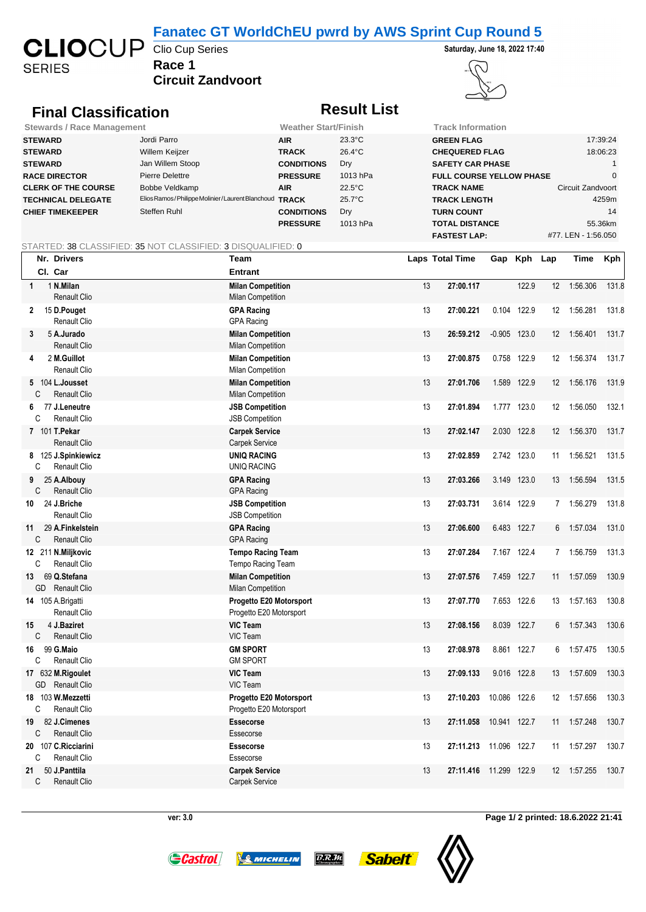# Fanatec GT WorldChEU pwrd by AWS Sprint Cup Round 5

Clio Cup Series

**Race 1**

**Circuit Zandvoort**

**Saturday, June 18, 2022 17:40**

## Final Classification

## Result List

| Stewards / Race Management | | Weather Start/Finish | | Track Information | |
|---|---|---|---|---|---|
| **STEWARD** | Jordi Parro | **AIR** | 23.3°C | **GREEN FLAG** | 17:39:24 |
| **STEWARD** | Willem Keijzer | **TRACK** | 26.4°C | **CHEQUERED FLAG** | 18:06:23 |
| **STEWARD** | Jan Willem Stoop | **CONDITIONS** | Dry | **SAFETY CAR PHASE** | 1 |
| **RACE DIRECTOR** | Pierre Delettre | **PRESSURE** | 1013 hPa | **FULL COURSE YELLOW PHASE** | 0 |
| **CLERK OF THE COURSE** | Bobbe Veldkamp | **AIR** | 22.5°C | **TRACK NAME** | Circuit Zandvoort |
| **TECHNICAL DELEGATE** | Elios Ramos/Philippe Molinier/Laurent Blanchoud | **TRACK** | 25.7°C | **TRACK LENGTH** | 4259m |
| **CHIEF TIMEKEEPER** | Steffen Ruhl | **CONDITIONS** | Dry | **TURN COUNT** | 14 |
| | | **PRESSURE** | 1013 hPa | **TOTAL DISTANCE** | 55.36km |
| | | | | **FASTEST LAP:** | #77. LEN - 1:56.050 |

STARTED: 38 CLASSIFIED: 35 NOT CLASSIFIED: 3 DISQUALIFIED: 0

| Pos | Cl. | Nr. | Drivers / Car | Team / Entrant | Laps | Total Time | Gap | Kph | Lap | Time | Kph |
|---|---|---|---|---|---|---|---|---|---|---|---|
| 1 | | 1 | **N.Milan** / Renault Clio | **Milan Competition** / Milan Competition | 13 | **27:00.117** | | 122.9 | 12 | 1:56.306 | 131.8 |
| 2 | | 15 | **D.Pouget** / Renault Clio | **GPA Racing** / GPA Racing | 13 | **27:00.221** | 0.104 | 122.9 | 12 | 1:56.281 | 131.8 |
| 3 | | 5 | **A.Jurado** / Renault Clio | **Milan Competition** / Milan Competition | 13 | **26:59.212** | -0.905 | 123.0 | 12 | 1:56.401 | 131.7 |
| 4 | | 2 | **M.Guillot** / Renault Clio | **Milan Competition** / Milan Competition | 13 | **27:00.875** | 0.758 | 122.9 | 12 | 1:56.374 | 131.7 |
| 5 | C | 104 | **L.Jousset** / Renault Clio | **Milan Competition** / Milan Competition | 13 | **27:01.706** | 1.589 | 122.9 | 12 | 1:56.176 | 131.9 |
| 6 | C | 77 | **J.Leneutre** / Renault Clio | **JSB Competition** / JSB Competition | 13 | **27:01.894** | 1.777 | 123.0 | 12 | 1:56.050 | 132.1 |
| 7 | | 101 | **T.Pekar** / Renault Clio | **Carpek Service** / Carpek Service | 13 | **27:02.147** | 2.030 | 122.8 | 12 | 1:56.370 | 131.7 |
| 8 | C | 125 | **J.Spinkiewicz** / Renault Clio | **UNIQ RACING** / UNIQ RACING | 13 | **27:02.859** | 2.742 | 123.0 | 11 | 1:56.521 | 131.5 |
| 9 | C | 25 | **A.Albouy** / Renault Clio | **GPA Racing** / GPA Racing | 13 | **27:03.266** | 3.149 | 123.0 | 13 | 1:56.594 | 131.5 |
| 10 | | 24 | **J.Briche** / Renault Clio | **JSB Competition** / JSB Competition | 13 | **27:03.731** | 3.614 | 122.9 | 7 | 1:56.279 | 131.8 |
| 11 | C | 29 | **A.Finkelstein** / Renault Clio | **GPA Racing** / GPA Racing | 13 | **27:06.600** | 6.483 | 122.7 | 6 | 1:57.034 | 131.0 |
| 12 | C | 211 | **N.Miljkovic** / Renault Clio | **Tempo Racing Team** / Tempo Racing Team | 13 | **27:07.284** | 7.167 | 122.4 | 7 | 1:56.759 | 131.3 |
| 13 | GD | 69 | **Q.Stefana** / Renault Clio | **Milan Competition** / Milan Competition | 13 | **27:07.576** | 7.459 | 122.7 | 11 | 1:57.059 | 130.9 |
| 14 | | 105 | A.Brigatti / Renault Clio | **Progetto E20 Motorsport** / Progetto E20 Motorsport | 13 | **27:07.770** | 7.653 | 122.6 | 13 | 1:57.163 | 130.8 |
| 15 | C | 4 | **J.Baziret** / Renault Clio | **VIC Team** / VIC Team | 13 | **27:08.156** | 8.039 | 122.7 | 6 | 1:57.343 | 130.6 |
| 16 | C | 99 | **G.Maio** / Renault Clio | **GM SPORT** / GM SPORT | 13 | **27:08.978** | 8.861 | 122.7 | 6 | 1:57.475 | 130.5 |
| 17 | GD | 632 | **M.Rigoulet** / Renault Clio | **VIC Team** / VIC Team | 13 | **27:09.133** | 9.016 | 122.8 | 13 | 1:57.609 | 130.3 |
| 18 | C | 103 | **W.Mezzetti** / Renault Clio | **Progetto E20 Motorsport** / Progetto E20 Motorsport | 13 | **27:10.203** | 10.086 | 122.6 | 12 | 1:57.656 | 130.3 |
| 19 | C | 82 | **J.Cimenes** / Renault Clio | **Essecorse** / Essecorse | 13 | **27:11.058** | 10.941 | 122.7 | 11 | 1:57.248 | 130.7 |
| 20 | C | 107 | **C.Ricciarini** / Renault Clio | **Essecorse** / Essecorse | 13 | **27:11.213** | 11.096 | 122.7 | 11 | 1:57.297 | 130.7 |
| 21 | C | 50 | **J.Panttila** / Renault Clio | **Carpek Service** / Carpek Service | 13 | **27:11.416** | 11.299 | 122.9 | 12 | 1:57.255 | 130.7 |

ver: 3.0

printed: 18.6.2022 21:41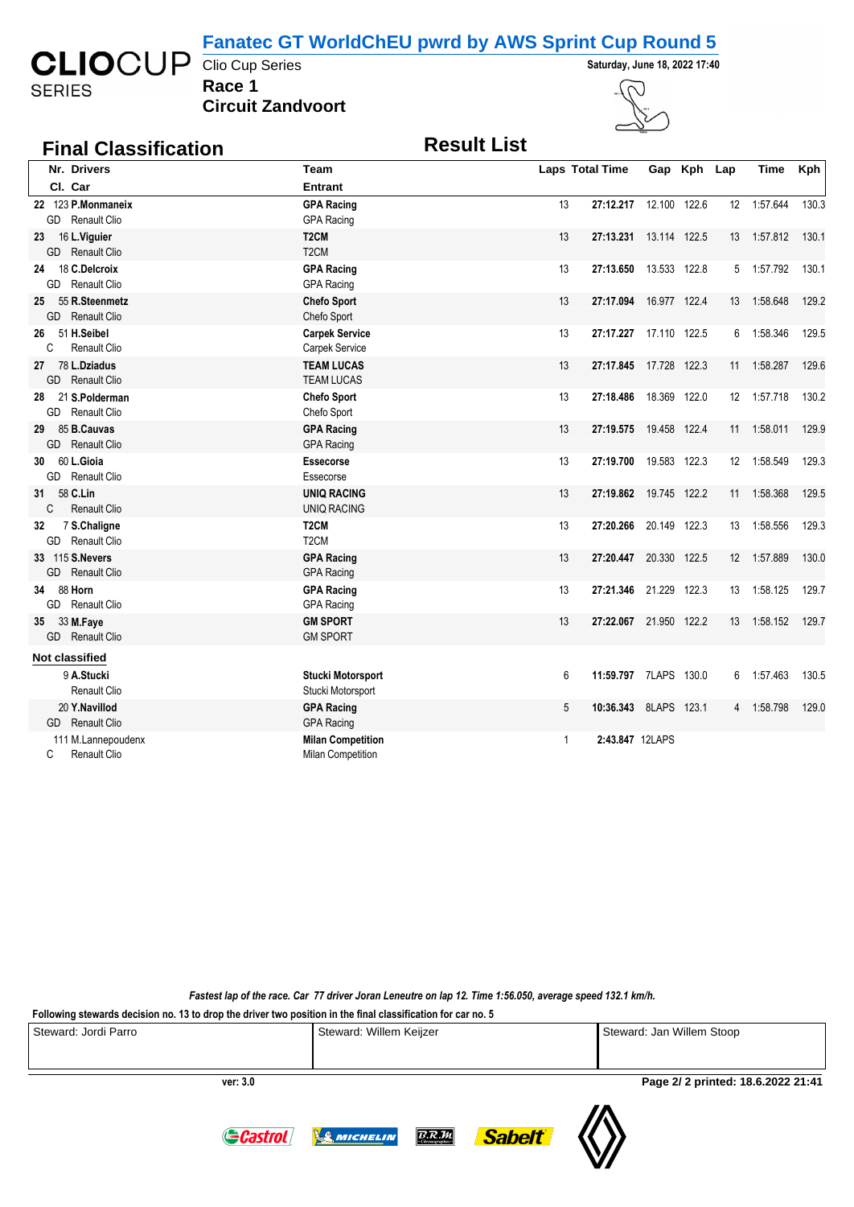# Fanatec GT WorldChEU pwrd by AWS Sprint Cup Round 5

Clio Cup Series

**Race 1**

**Circuit Zandvoort**

**Saturday, June 18, 2022 17:40**

## Final Classification

## Result List

| Cl. | Nr. | Drivers / Car | Team / Entrant | Laps | Total Time | Gap | Kph | Lap | Time | Kph |
|---|---|---|---|---|---|---|---|---|---|---|
| 22 GD | 123 | **P.Monmaneix** Renault Clio | **GPA Racing** GPA Racing | 13 | **27:12.217** | 12.100 | 122.6 | 12 | 1:57.644 | 130.3 |
| 23 GD | 16 | **L.Viguier** Renault Clio | **T2CM** T2CM | 13 | **27:13.231** | 13.114 | 122.5 | 13 | 1:57.812 | 130.1 |
| 24 GD | 18 | **C.Delcroix** Renault Clio | **GPA Racing** GPA Racing | 13 | **27:13.650** | 13.533 | 122.8 | 5 | 1:57.792 | 130.1 |
| 25 GD | 55 | **R.Steenmetz** Renault Clio | **Chefo Sport** Chefo Sport | 13 | **27:17.094** | 16.977 | 122.4 | 13 | 1:58.648 | 129.2 |
| 26 C | 51 | **H.Seibel** Renault Clio | **Carpek Service** Carpek Service | 13 | **27:17.227** | 17.110 | 122.5 | 6 | 1:58.346 | 129.5 |
| 27 GD | 78 | **L.Dziadus** Renault Clio | **TEAM LUCAS** TEAM LUCAS | 13 | **27:17.845** | 17.728 | 122.3 | 11 | 1:58.287 | 129.6 |
| 28 GD | 21 | **S.Polderman** Renault Clio | **Chefo Sport** Chefo Sport | 13 | **27:18.486** | 18.369 | 122.0 | 12 | 1:57.718 | 130.2 |
| 29 GD | 85 | **B.Cauvas** Renault Clio | **GPA Racing** GPA Racing | 13 | **27:19.575** | 19.458 | 122.4 | 11 | 1:58.011 | 129.9 |
| 30 GD | 60 | **L.Gioia** Renault Clio | **Essecorse** Essecorse | 13 | **27:19.700** | 19.583 | 122.3 | 12 | 1:58.549 | 129.3 |
| 31 C | 58 | **C.Lin** Renault Clio | **UNIQ RACING** UNIQ RACING | 13 | **27:19.862** | 19.745 | 122.2 | 11 | 1:58.368 | 129.5 |
| 32 GD | 7 | **S.Chaligne** Renault Clio | **T2CM** T2CM | 13 | **27:20.266** | 20.149 | 122.3 | 13 | 1:58.556 | 129.3 |
| 33 GD | 115 | **S.Nevers** Renault Clio | **GPA Racing** GPA Racing | 13 | **27:20.447** | 20.330 | 122.5 | 12 | 1:57.889 | 130.0 |
| 34 GD | 88 | **Horn** Renault Clio | **GPA Racing** GPA Racing | 13 | **27:21.346** | 21.229 | 122.3 | 13 | 1:58.125 | 129.7 |
| 35 GD | 33 | **M.Faye** Renault Clio | **GM SPORT** GM SPORT | 13 | **27:22.067** | 21.950 | 122.2 | 13 | 1:58.152 | 129.7 |
| **Not classified** | | | | | | | | | | |
| | 9 | **A.Stucki** Renault Clio | **Stucki Motorsport** Stucki Motorsport | 6 | **11:59.797** | 7LAPS | 130.0 | 6 | 1:57.463 | 130.5 |
| GD | 20 | **Y.Navillod** Renault Clio | **GPA Racing** GPA Racing | 5 | **10:36.343** | 8LAPS | 123.1 | 4 | 1:58.798 | 129.0 |
| C | 111 | M.Lannepoudenx Renault Clio | **Milan Competition** Milan Competition | 1 | **2:43.847** | 12LAPS | | | | |

*Fastest lap of the race. Car 77 driver Joran Leneutre on lap 12. Time 1:56.050, average speed 132.1 km/h.*

**Following stewards decision no. 13 to drop the driver two position in the final classification for car no. 5**

| Steward: Jordi Parro | Steward: Willem Keijzer | Steward: Jan Willem Stoop |
|---|---|---|

**ver: 3.0**

**printed: 18.6.2022 21:41**